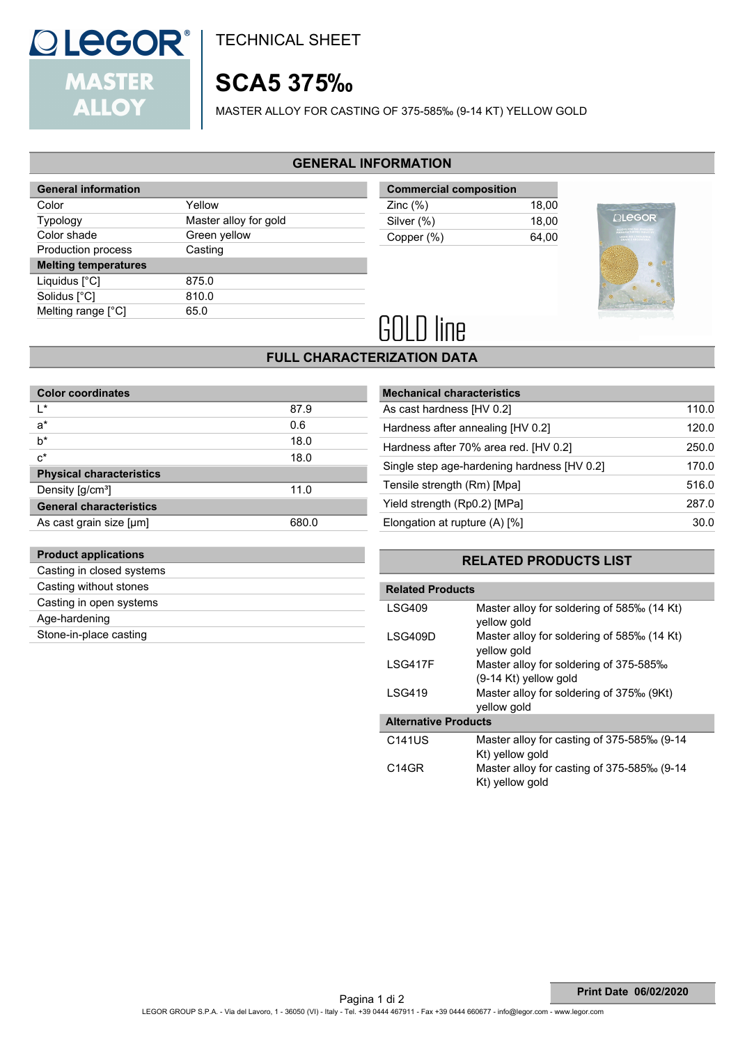# TECHNICAL SHEET

# SCA5 375‰

MASTER ALLOY FOR CASTING OF 375-585‰ (9-14 KT) YELLOW GOLD

## GENERAL INFORMATION

| General information | |
|---|---|
| Color | Yellow |
| Typology | Master alloy for gold |
| Color shade | Green yellow |
| Production process | Casting |
| **Melting temperatures** | |
| Liquidus [°C] | 875.0 |
| Solidus [°C] | 810.0 |
| Melting range [°C] | 65.0 |

| Commercial composition | |
|---|---|
| Zinc (%) | 18,00 |
| Silver (%) | 18,00 |
| Copper (%) | 64,00 |

GOLD line

## FULL CHARACTERIZATION DATA

| Color coordinates | |
|---|---|
| L* | 87.9 |
| a* | 0.6 |
| b* | 18.0 |
| c* | 18.0 |
| **Physical characteristics** | |
| Density [g/cm³] | 11.0 |
| **General characteristics** | |
| As cast grain size [µm] | 680.0 |

| Mechanical characteristics | |
|---|---|
| As cast hardness [HV 0.2] | 110.0 |
| Hardness after annealing [HV 0.2] | 120.0 |
| Hardness after 70% area red. [HV 0.2] | 250.0 |
| Single step age-hardening hardness [HV 0.2] | 170.0 |
| Tensile strength (Rm) [Mpa] | 516.0 |
| Yield strength (Rp0.2) [MPa] | 287.0 |
| Elongation at rupture (A) [%] | 30.0 |

| Product applications |
|---|
| Casting in closed systems |
| Casting without stones |
| Casting in open systems |
| Age-hardening |
| Stone-in-place casting |

## RELATED PRODUCTS LIST

| Related Products | |
|---|---|
| LSG409 | Master alloy for soldering of 585‰ (14 Kt) yellow gold |
| LSG409D | Master alloy for soldering of 585‰ (14 Kt) yellow gold |
| LSG417F | Master alloy for soldering of 375-585‰ (9-14 Kt) yellow gold |
| LSG419 | Master alloy for soldering of 375‰ (9Kt) yellow gold |
| **Alternative Products** | |
| C141US | Master alloy for casting of 375-585‰ (9-14 Kt) yellow gold |
| C14GR | Master alloy for casting of 375-585‰ (9-14 Kt) yellow gold |

Print Date 06/02/2020

LEGOR GROUP S.P.A. - Via del Lavoro, 1 - 36050 (VI) - Italy - Tel. +39 0444 467911 - Fax +39 0444 660677 - info@legor.com - www.legor.com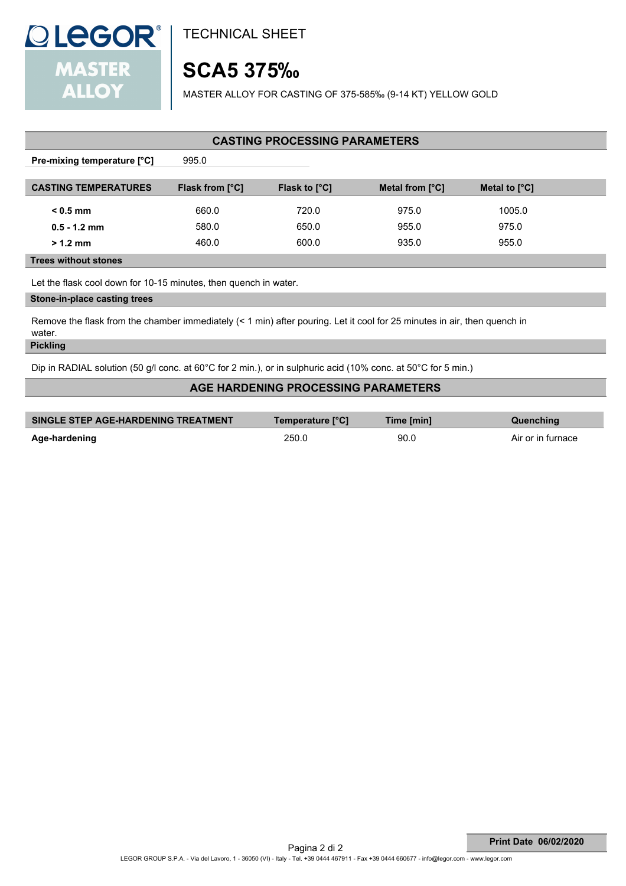LEGOR® MASTER ALLOY

TECHNICAL SHEET

# SCA5 375‰

MASTER ALLOY FOR CASTING OF 375-585‰ (9-14 KT) YELLOW GOLD

## CASTING PROCESSING PARAMETERS

**Pre-mixing temperature [°C]** 995.0

| CASTING TEMPERATURES | Flask from [°C] | Flask to [°C] | Metal from [°C] | Metal to [°C] |
|---|---|---|---|---|
| **< 0.5 mm** | 660.0 | 720.0 | 975.0 | 1005.0 |
| **0.5 - 1.2 mm** | 580.0 | 650.0 | 955.0 | 975.0 |
| **> 1.2 mm** | 460.0 | 600.0 | 935.0 | 955.0 |

### Trees without stones

Let the flask cool down for 10-15 minutes, then quench in water.

### Stone-in-place casting trees

Remove the flask from the chamber immediately (< 1 min) after pouring. Let it cool for 25 minutes in air, then quench in water.

### Pickling

Dip in RADIAL solution (50 g/l conc. at 60°C for 2 min.), or in sulphuric acid (10% conc. at 50°C for 5 min.)

## AGE HARDENING PROCESSING PARAMETERS

| SINGLE STEP AGE-HARDENING TREATMENT | Temperature [°C] | Time [min] | Quenching |
|---|---|---|---|
| **Age-hardening** | 250.0 | 90.0 | Air or in furnace |

**Print Date 06/02/2020**

LEGOR GROUP S.P.A. - Via del Lavoro, 1 - 36050 (VI) - Italy - Tel. +39 0444 467911 - Fax +39 0444 660677 - info@legor.com - www.legor.com